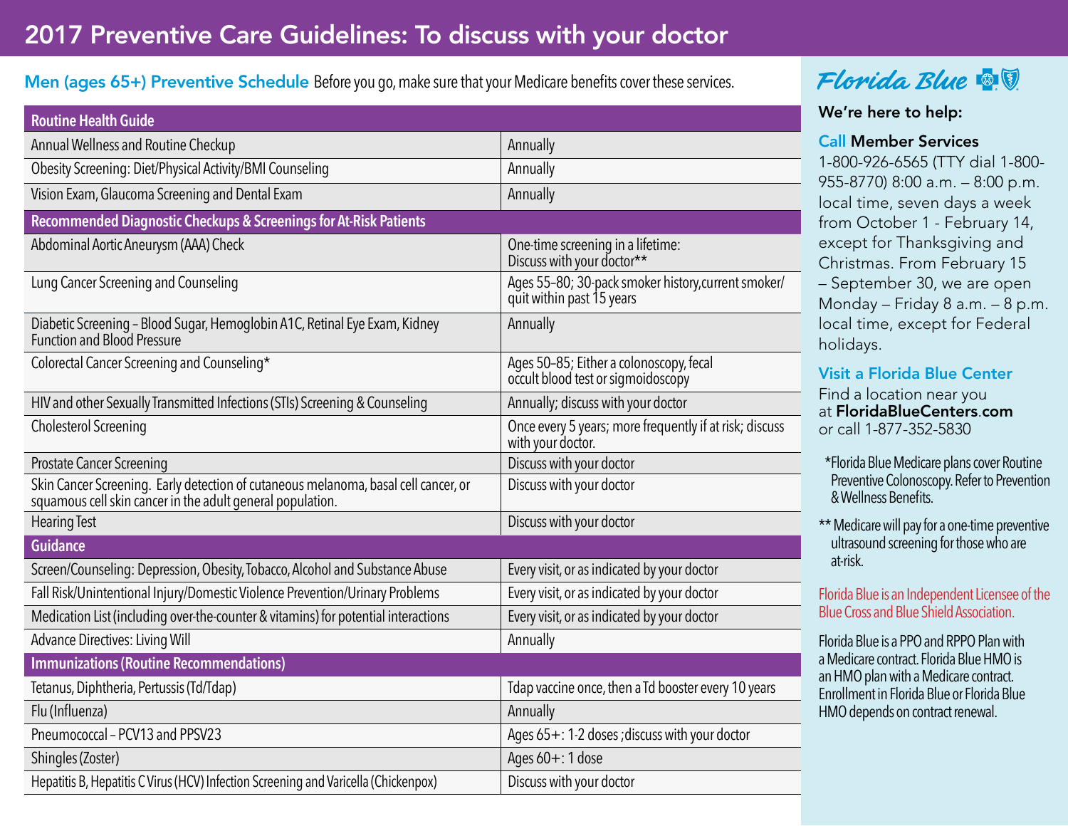# 2017 Preventive Care Guidelines: To discuss with your doctor

## Men (ages 65+) Preventive Schedule

Before you go, make sure that your Medicare benefits cover these services.

| Routine Health Guide | |
|---|---|
| Annual Wellness and Routine Checkup | Annually |
| Obesity Screening: Diet/Physical Activity/BMI Counseling | Annually |
| Vision Exam, Glaucoma Screening and Dental Exam | Annually |
| **Recommended Diagnostic Checkups & Screenings for At-Risk Patients** | |
| Abdominal Aortic Aneurysm (AAA) Check | One-time screening in a lifetime: Discuss with your doctor** |
| Lung Cancer Screening and Counseling | Ages 55–80; 30-pack smoker history,current smoker/ quit within past 15 years |
| Diabetic Screening – Blood Sugar, Hemoglobin A1C, Retinal Eye Exam, Kidney Function and Blood Pressure | Annually |
| Colorectal Cancer Screening and Counseling* | Ages 50–85; Either a colonoscopy, fecal occult blood test or sigmoidoscopy |
| HIV and other Sexually Transmitted Infections (STIs) Screening & Counseling | Annually; discuss with your doctor |
| Cholesterol Screening | Once every 5 years; more frequently if at risk; discuss with your doctor. |
| Prostate Cancer Screening | Discuss with your doctor |
| Skin Cancer Screening. Early detection of cutaneous melanoma, basal cell cancer, or squamous cell skin cancer in the adult general population. | Discuss with your doctor |
| Hearing Test | Discuss with your doctor |
| **Guidance** | |
| Screen/Counseling: Depression, Obesity, Tobacco, Alcohol and Substance Abuse | Every visit, or as indicated by your doctor |
| Fall Risk/Unintentional Injury/Domestic Violence Prevention/Urinary Problems | Every visit, or as indicated by your doctor |
| Medication List (including over-the-counter & vitamins) for potential interactions | Every visit, or as indicated by your doctor |
| Advance Directives: Living Will | Annually |
| **Immunizations (Routine Recommendations)** | |
| Tetanus, Diphtheria, Pertussis (Td/Tdap) | Tdap vaccine once, then a Td booster every 10 years |
| Flu (Influenza) | Annually |
| Pneumococcal – PCV13 and PPSV23 | Ages 65+: 1-2 doses ;discuss with your doctor |
| Shingles (Zoster) | Ages 60+: 1 dose |
| Hepatitis B, Hepatitis C Virus (HCV) Infection Screening and Varicella (Chickenpox) | Discuss with your doctor |

Florida Blue

**We're here to help:**

**Call Member Services**
1-800-926-6565 (TTY dial 1-800-955-8770) 8:00 a.m. – 8:00 p.m. local time, seven days a week from October 1 - February 14, except for Thanksgiving and Christmas. From February 15 – September 30, we are open Monday – Friday 8 a.m. – 8 p.m. local time, except for Federal holidays.

**Visit a Florida Blue Center**
Find a location near you at **FloridaBlueCenters.com** or call 1-877-352-5830

*Florida Blue Medicare plans cover Routine Preventive Colonoscopy. Refer to Prevention & Wellness Benefits.

** Medicare will pay for a one-time preventive ultrasound screening for those who are at-risk.

Florida Blue is an Independent Licensee of the Blue Cross and Blue Shield Association.

Florida Blue is a PPO and RPPO Plan with a Medicare contract. Florida Blue HMO is an HMO plan with a Medicare contract. Enrollment in Florida Blue or Florida Blue HMO depends on contract renewal.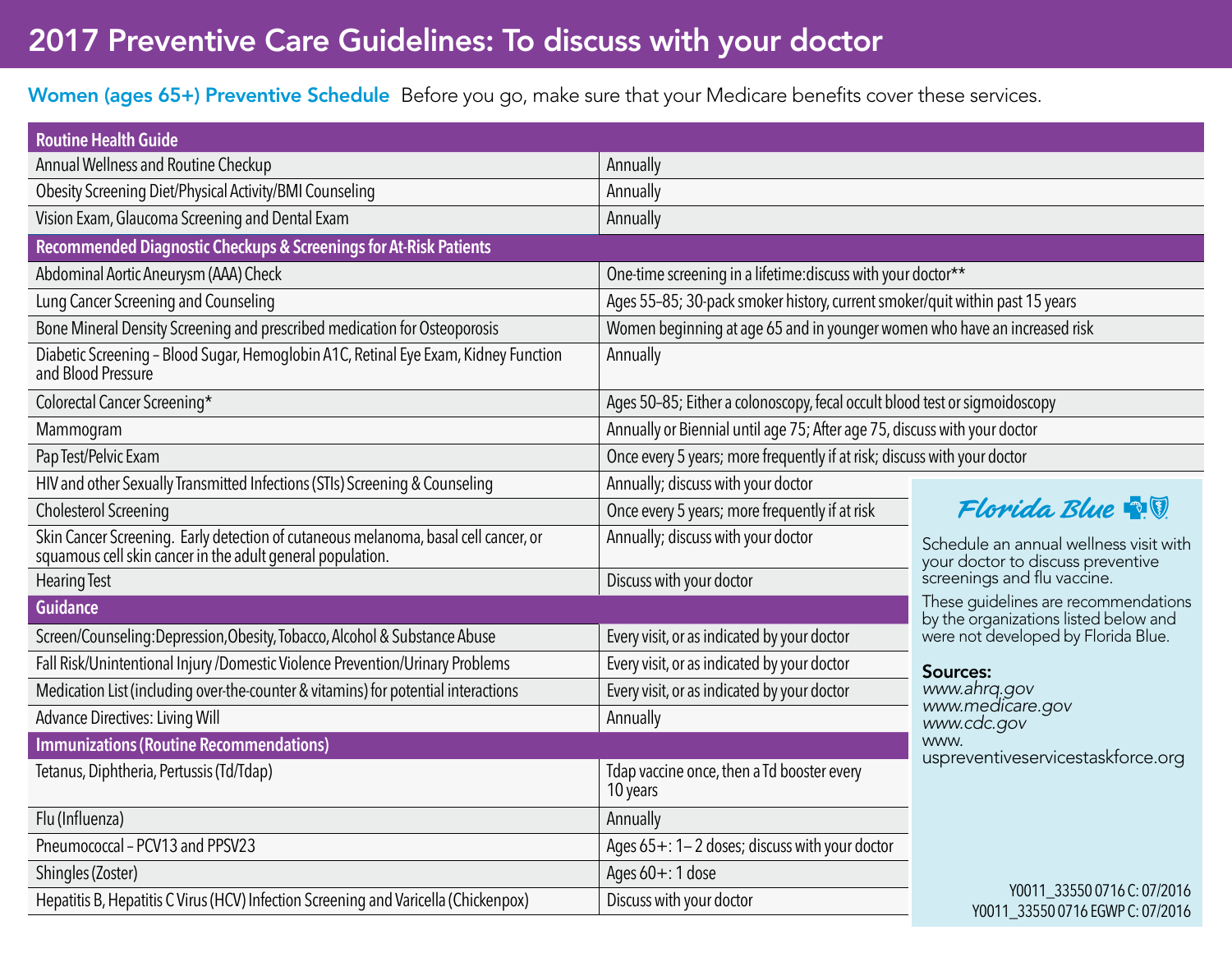# 2017 Preventive Care Guidelines: To discuss with your doctor

**Women (ages 65+) Preventive Schedule** Before you go, make sure that your Medicare benefits cover these services.

| | |
|---|---|
| **Routine Health Guide** | |
| Annual Wellness and Routine Checkup | Annually |
| Obesity Screening Diet/Physical Activity/BMI Counseling | Annually |
| Vision Exam, Glaucoma Screening and Dental Exam | Annually |
| **Recommended Diagnostic Checkups & Screenings for At-Risk Patients** | |
| Abdominal Aortic Aneurysm (AAA) Check | One-time screening in a lifetime:discuss with your doctor** |
| Lung Cancer Screening and Counseling | Ages 55–85; 30-pack smoker history, current smoker/quit within past 15 years |
| Bone Mineral Density Screening and prescribed medication for Osteoporosis | Women beginning at age 65 and in younger women who have an increased risk |
| Diabetic Screening – Blood Sugar, Hemoglobin A1C, Retinal Eye Exam, Kidney Function and Blood Pressure | Annually |
| Colorectal Cancer Screening* | Ages 50–85; Either a colonoscopy, fecal occult blood test or sigmoidoscopy |
| Mammogram | Annually or Biennial until age 75; After age 75, discuss with your doctor |
| Pap Test/Pelvic Exam | Once every 5 years; more frequently if at risk; discuss with your doctor |
| HIV and other Sexually Transmitted Infections (STIs) Screening & Counseling | Annually; discuss with your doctor |
| Cholesterol Screening | Once every 5 years; more frequently if at risk |
| Skin Cancer Screening. Early detection of cutaneous melanoma, basal cell cancer, or squamous cell skin cancer in the adult general population. | Annually; discuss with your doctor |
| Hearing Test | Discuss with your doctor |
| **Guidance** | |
| Screen/Counseling:Depression,Obesity,Tobacco, Alcohol & Substance Abuse | Every visit, or as indicated by your doctor |
| Fall Risk/Unintentional Injury /Domestic Violence Prevention/Urinary Problems | Every visit, or as indicated by your doctor |
| Medication List (including over-the-counter & vitamins) for potential interactions | Every visit, or as indicated by your doctor |
| Advance Directives: Living Will | Annually |
| **Immunizations (Routine Recommendations)** | |
| Tetanus, Diphtheria, Pertussis (Td/Tdap) | Tdap vaccine once, then a Td booster every 10 years |
| Flu (Influenza) | Annually |
| Pneumococcal – PCV13 and PPSV23 | Ages 65+: 1– 2 doses; discuss with your doctor |
| Shingles (Zoster) | Ages 60+: 1 dose |
| Hepatitis B, Hepatitis C Virus (HCV) Infection Screening and Varicella (Chickenpox) | Discuss with your doctor |

Florida Blue

Schedule an annual wellness visit with your doctor to discuss preventive screenings and flu vaccine.

These guidelines are recommendations by the organizations listed below and were not developed by Florida Blue.

**Sources:**
*www.ahrq.gov*
*www.medicare.gov*
*www.cdc.gov*
www.uspreventiveservicestaskforce.org

Y0011_33550 0716 C: 07/2016
Y0011_33550 0716 EGWP C: 07/2016